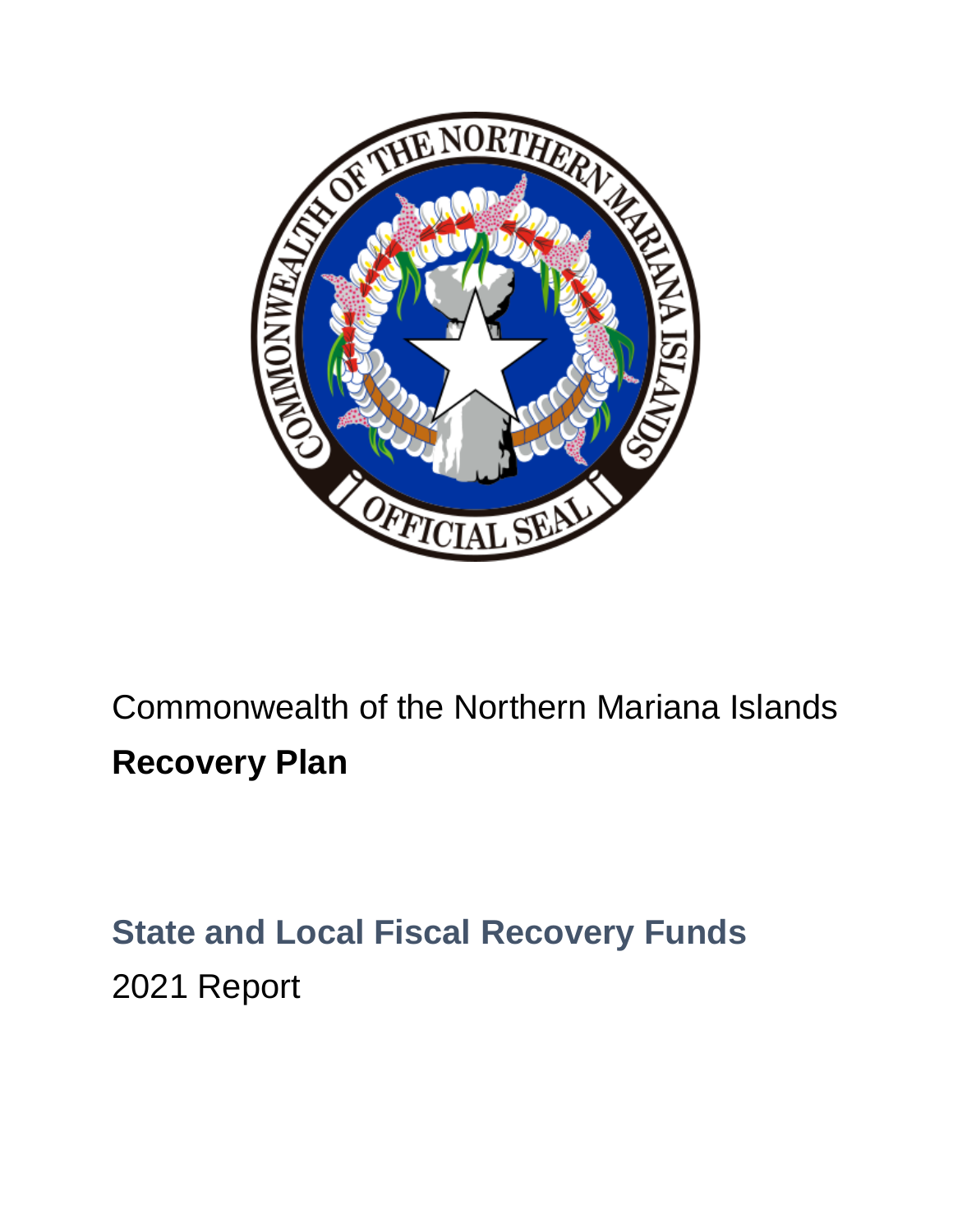Commonwealth of the Northern Mariana Islands

# Recovery Plan

## State and Local Fiscal Recovery Funds

2021 Report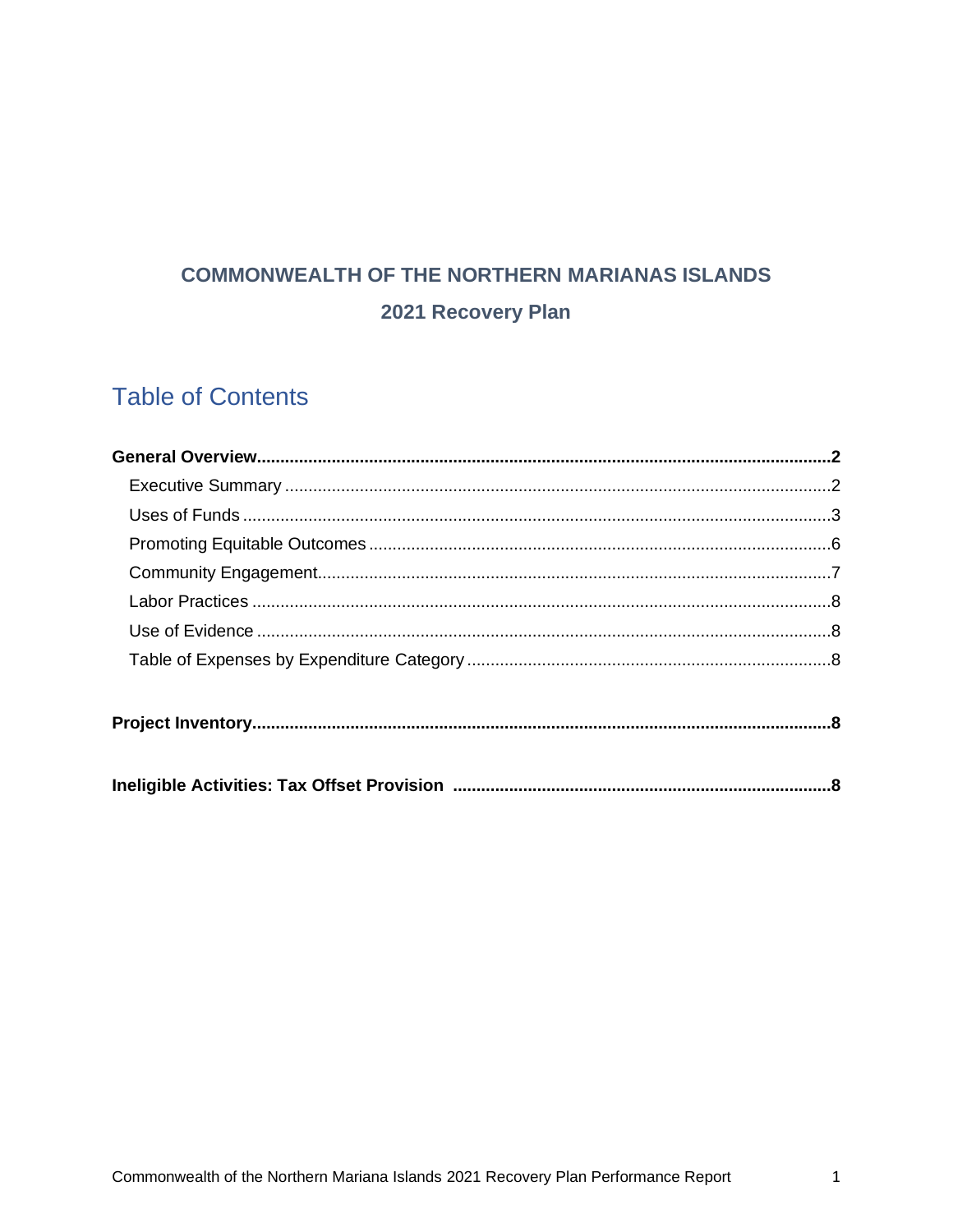**COMMONWEALTH OF THE NORTHERN MARIANAS ISLANDS**

**2021 Recovery Plan**

# Table of Contents

**General Overview..........2**

- Executive Summary..........2
- Uses of Funds..........3
- Promoting Equitable Outcomes..........6
- Community Engagement..........7
- Labor Practices..........8
- Use of Evidence..........8
- Table of Expenses by Expenditure Category..........8

**Project Inventory..........8**

**Ineligible Activities: Tax Offset Provision..........8**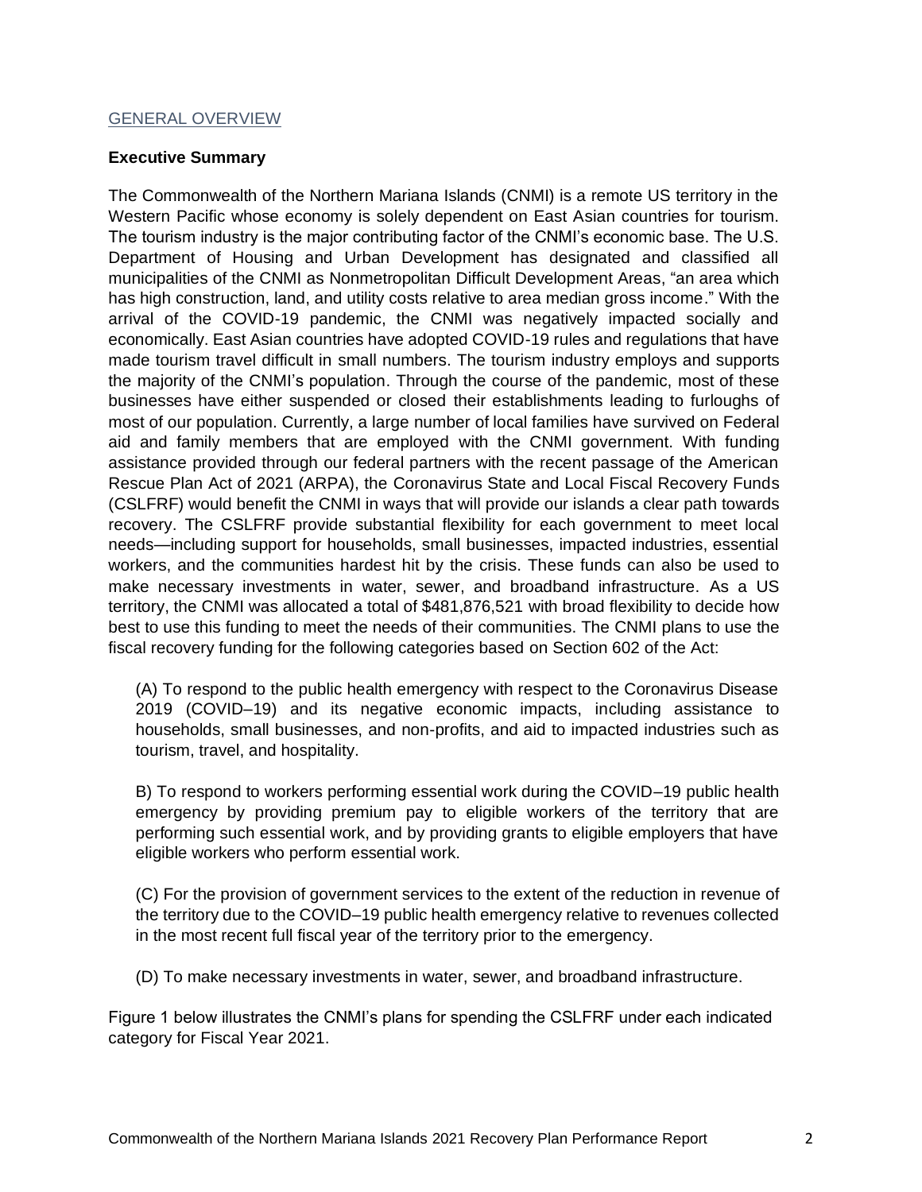## GENERAL OVERVIEW

### Executive Summary

The Commonwealth of the Northern Mariana Islands (CNMI) is a remote US territory in the Western Pacific whose economy is solely dependent on East Asian countries for tourism. The tourism industry is the major contributing factor of the CNMI's economic base. The U.S. Department of Housing and Urban Development has designated and classified all municipalities of the CNMI as Nonmetropolitan Difficult Development Areas, "an area which has high construction, land, and utility costs relative to area median gross income." With the arrival of the COVID-19 pandemic, the CNMI was negatively impacted socially and economically. East Asian countries have adopted COVID-19 rules and regulations that have made tourism travel difficult in small numbers. The tourism industry employs and supports the majority of the CNMI's population. Through the course of the pandemic, most of these businesses have either suspended or closed their establishments leading to furloughs of most of our population. Currently, a large number of local families have survived on Federal aid and family members that are employed with the CNMI government. With funding assistance provided through our federal partners with the recent passage of the American Rescue Plan Act of 2021 (ARPA), the Coronavirus State and Local Fiscal Recovery Funds (CSLFRF) would benefit the CNMI in ways that will provide our islands a clear path towards recovery. The CSLFRF provide substantial flexibility for each government to meet local needs—including support for households, small businesses, impacted industries, essential workers, and the communities hardest hit by the crisis. These funds can also be used to make necessary investments in water, sewer, and broadband infrastructure. As a US territory, the CNMI was allocated a total of $481,876,521 with broad flexibility to decide how best to use this funding to meet the needs of their communities. The CNMI plans to use the fiscal recovery funding for the following categories based on Section 602 of the Act:

(A) To respond to the public health emergency with respect to the Coronavirus Disease 2019 (COVID–19) and its negative economic impacts, including assistance to households, small businesses, and non-profits, and aid to impacted industries such as tourism, travel, and hospitality.

B) To respond to workers performing essential work during the COVID–19 public health emergency by providing premium pay to eligible workers of the territory that are performing such essential work, and by providing grants to eligible employers that have eligible workers who perform essential work.

(C) For the provision of government services to the extent of the reduction in revenue of the territory due to the COVID–19 public health emergency relative to revenues collected in the most recent full fiscal year of the territory prior to the emergency.

(D) To make necessary investments in water, sewer, and broadband infrastructure.

Figure 1 below illustrates the CNMI's plans for spending the CSLFRF under each indicated category for Fiscal Year 2021.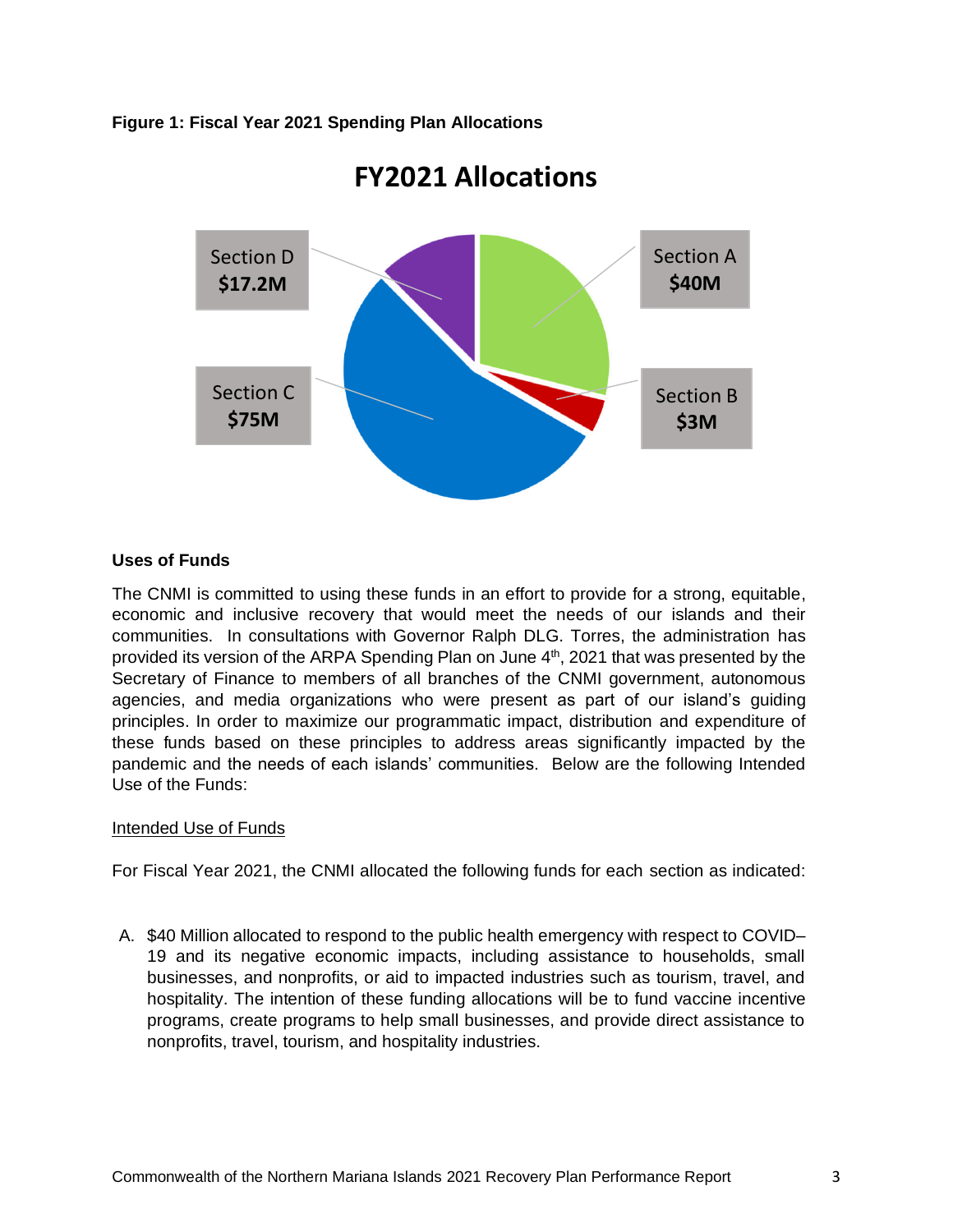**Figure 1: Fiscal Year 2021 Spending Plan Allocations**

**FY2021 Allocations**

Section A **$40M**

Section B **$3M**

Section C **$75M**

Section D **$17.2M**

### Uses of Funds

The CNMI is committed to using these funds in an effort to provide for a strong, equitable, economic and inclusive recovery that would meet the needs of our islands and their communities. In consultations with Governor Ralph DLG. Torres, the administration has provided its version of the ARPA Spending Plan on June 4th, 2021 that was presented by the Secretary of Finance to members of all branches of the CNMI government, autonomous agencies, and media organizations who were present as part of our island's guiding principles. In order to maximize our programmatic impact, distribution and expenditure of these funds based on these principles to address areas significantly impacted by the pandemic and the needs of each islands' communities. Below are the following Intended Use of the Funds:

<u>Intended Use of Funds</u>

For Fiscal Year 2021, the CNMI allocated the following funds for each section as indicated:

A. $40 Million allocated to respond to the public health emergency with respect to COVID–19 and its negative economic impacts, including assistance to households, small businesses, and nonprofits, or aid to impacted industries such as tourism, travel, and hospitality. The intention of these funding allocations will be to fund vaccine incentive programs, create programs to help small businesses, and provide direct assistance to nonprofits, travel, tourism, and hospitality industries.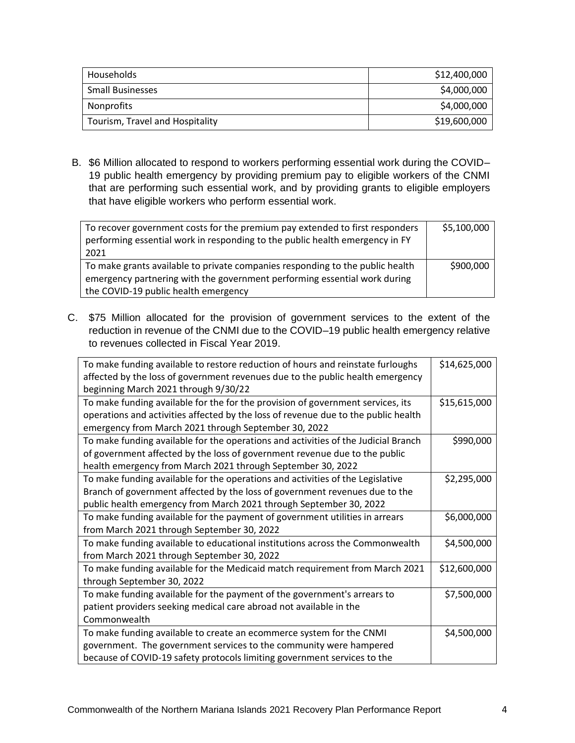| Households | $12,400,000 |
|---|---:|
| Small Businesses | $4,000,000 |
| Nonprofits | $4,000,000 |
| Tourism, Travel and Hospitality | $19,600,000 |

B. $6 Million allocated to respond to workers performing essential work during the COVID–19 public health emergency by providing premium pay to eligible workers of the CNMI that are performing such essential work, and by providing grants to eligible employers that have eligible workers who perform essential work.

| To recover government costs for the premium pay extended to first responders performing essential work in responding to the public health emergency in FY 2021 | $5,100,000 |
|---|---:|
| To make grants available to private companies responding to the public health emergency partnering with the government performing essential work during the COVID-19 public health emergency | $900,000 |

C. $75 Million allocated for the provision of government services to the extent of the reduction in revenue of the CNMI due to the COVID–19 public health emergency relative to revenues collected in Fiscal Year 2019.

| To make funding available to restore reduction of hours and reinstate furloughs affected by the loss of government revenues due to the public health emergency beginning March 2021 through 9/30/22 | $14,625,000 |
|---|---:|
| To make funding available for the for the provision of government services, its operations and activities affected by the loss of revenue due to the public health emergency from March 2021 through September 30, 2022 | $15,615,000 |
| To make funding available for the operations and activities of the Judicial Branch of government affected by the loss of government revenue due to the public health emergency from March 2021 through September 30, 2022 | $990,000 |
| To make funding available for the operations and activities of the Legislative Branch of government affected by the loss of government revenues due to the public health emergency from March 2021 through September 30, 2022 | $2,295,000 |
| To make funding available for the payment of government utilities in arrears from March 2021 through September 30, 2022 | $6,000,000 |
| To make funding available to educational institutions across the Commonwealth from March 2021 through September 30, 2022 | $4,500,000 |
| To make funding available for the Medicaid match requirement from March 2021 through September 30, 2022 | $12,600,000 |
| To make funding available for the payment of the government's arrears to patient providers seeking medical care abroad not available in the Commonwealth | $7,500,000 |
| To make funding available to create an ecommerce system for the CNMI government. The government services to the community were hampered because of COVID-19 safety protocols limiting government services to the | $4,500,000 |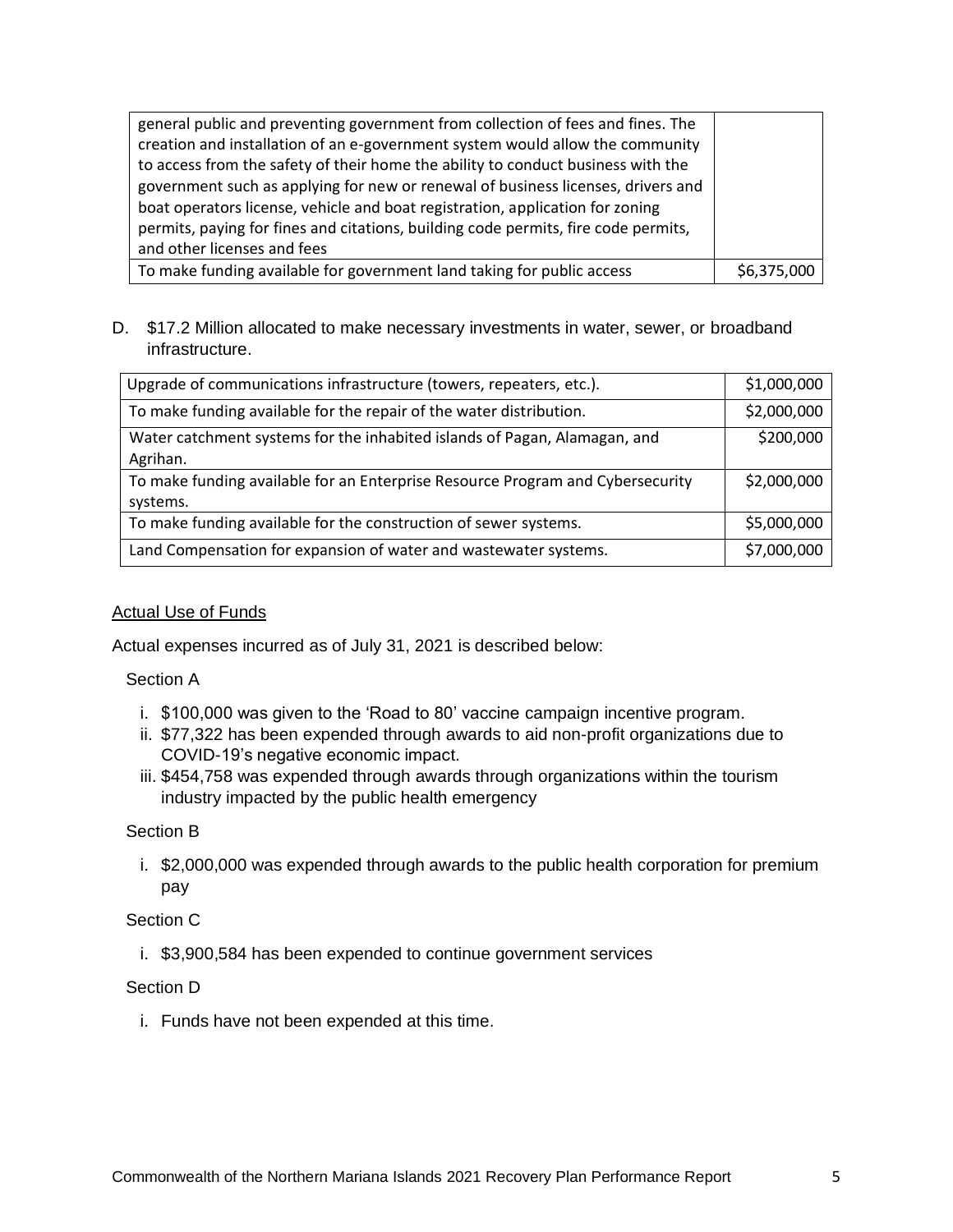| | |
|---|---|
| general public and preventing government from collection of fees and fines. The creation and installation of an e-government system would allow the community to access from the safety of their home the ability to conduct business with the government such as applying for new or renewal of business licenses, drivers and boat operators license, vehicle and boat registration, application for zoning permits, paying for fines and citations, building code permits, fire code permits, and other licenses and fees | |
| To make funding available for government land taking for public access | $6,375,000 |

D. $17.2 Million allocated to make necessary investments in water, sewer, or broadband infrastructure.

| | |
|---|---|
| Upgrade of communications infrastructure (towers, repeaters, etc.). | $1,000,000 |
| To make funding available for the repair of the water distribution. | $2,000,000 |
| Water catchment systems for the inhabited islands of Pagan, Alamagan, and Agrihan. | $200,000 |
| To make funding available for an Enterprise Resource Program and Cybersecurity systems. | $2,000,000 |
| To make funding available for the construction of sewer systems. | $5,000,000 |
| Land Compensation for expansion of water and wastewater systems. | $7,000,000 |

<u>Actual Use of Funds</u>

Actual expenses incurred as of July 31, 2021 is described below:

Section A

i. $100,000 was given to the 'Road to 80' vaccine campaign incentive program.
ii. $77,322 has been expended through awards to aid non-profit organizations due to COVID-19's negative economic impact.
iii. $454,758 was expended through awards through organizations within the tourism industry impacted by the public health emergency

Section B

i. $2,000,000 was expended through awards to the public health corporation for premium pay

Section C

i. $3,900,584 has been expended to continue government services

Section D

i. Funds have not been expended at this time.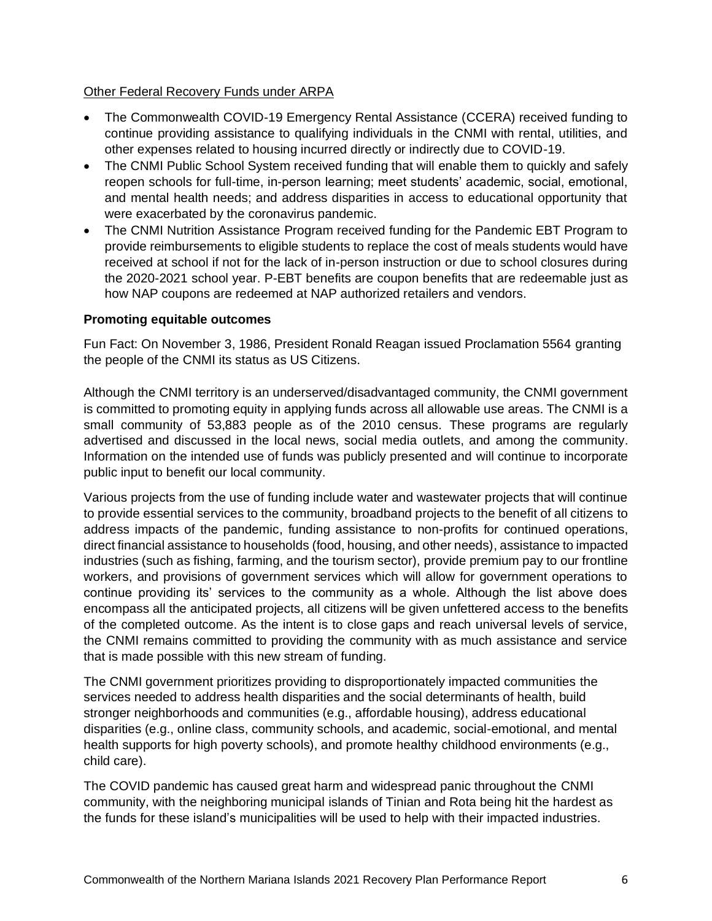Other Federal Recovery Funds under ARPA

- The Commonwealth COVID-19 Emergency Rental Assistance (CCERA) received funding to continue providing assistance to qualifying individuals in the CNMI with rental, utilities, and other expenses related to housing incurred directly or indirectly due to COVID-19.
- The CNMI Public School System received funding that will enable them to quickly and safely reopen schools for full-time, in-person learning; meet students' academic, social, emotional, and mental health needs; and address disparities in access to educational opportunity that were exacerbated by the coronavirus pandemic.
- The CNMI Nutrition Assistance Program received funding for the Pandemic EBT Program to provide reimbursements to eligible students to replace the cost of meals students would have received at school if not for the lack of in-person instruction or due to school closures during the 2020-2021 school year. P-EBT benefits are coupon benefits that are redeemable just as how NAP coupons are redeemed at NAP authorized retailers and vendors.

**Promoting equitable outcomes**

Fun Fact: On November 3, 1986, President Ronald Reagan issued Proclamation 5564 granting the people of the CNMI its status as US Citizens.

Although the CNMI territory is an underserved/disadvantaged community, the CNMI government is committed to promoting equity in applying funds across all allowable use areas. The CNMI is a small community of 53,883 people as of the 2010 census. These programs are regularly advertised and discussed in the local news, social media outlets, and among the community. Information on the intended use of funds was publicly presented and will continue to incorporate public input to benefit our local community.

Various projects from the use of funding include water and wastewater projects that will continue to provide essential services to the community, broadband projects to the benefit of all citizens to address impacts of the pandemic, funding assistance to non-profits for continued operations, direct financial assistance to households (food, housing, and other needs), assistance to impacted industries (such as fishing, farming, and the tourism sector), provide premium pay to our frontline workers, and provisions of government services which will allow for government operations to continue providing its' services to the community as a whole. Although the list above does encompass all the anticipated projects, all citizens will be given unfettered access to the benefits of the completed outcome. As the intent is to close gaps and reach universal levels of service, the CNMI remains committed to providing the community with as much assistance and service that is made possible with this new stream of funding.

The CNMI government prioritizes providing to disproportionately impacted communities the services needed to address health disparities and the social determinants of health, build stronger neighborhoods and communities (e.g., affordable housing), address educational disparities (e.g., online class, community schools, and academic, social-emotional, and mental health supports for high poverty schools), and promote healthy childhood environments (e.g., child care).

The COVID pandemic has caused great harm and widespread panic throughout the CNMI community, with the neighboring municipal islands of Tinian and Rota being hit the hardest as the funds for these island's municipalities will be used to help with their impacted industries.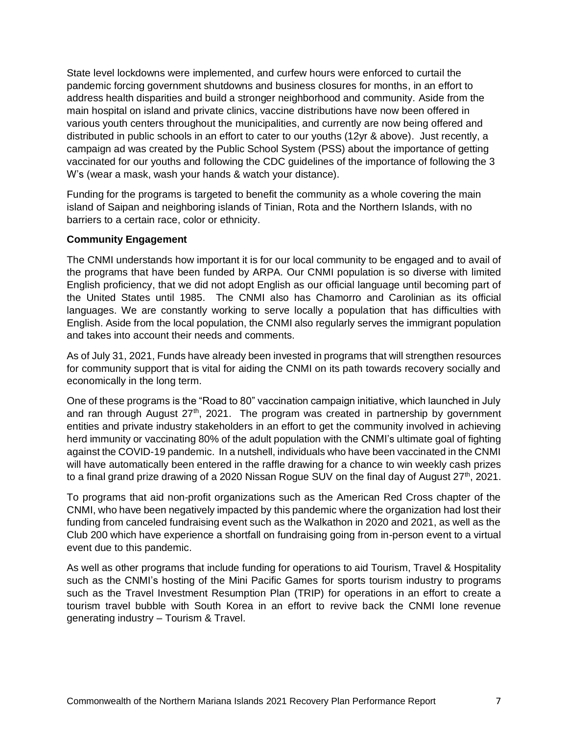State level lockdowns were implemented, and curfew hours were enforced to curtail the pandemic forcing government shutdowns and business closures for months, in an effort to address health disparities and build a stronger neighborhood and community. Aside from the main hospital on island and private clinics, vaccine distributions have now been offered in various youth centers throughout the municipalities, and currently are now being offered and distributed in public schools in an effort to cater to our youths (12yr & above). Just recently, a campaign ad was created by the Public School System (PSS) about the importance of getting vaccinated for our youths and following the CDC guidelines of the importance of following the 3 W's (wear a mask, wash your hands & watch your distance).

Funding for the programs is targeted to benefit the community as a whole covering the main island of Saipan and neighboring islands of Tinian, Rota and the Northern Islands, with no barriers to a certain race, color or ethnicity.

**Community Engagement**

The CNMI understands how important it is for our local community to be engaged and to avail of the programs that have been funded by ARPA. Our CNMI population is so diverse with limited English proficiency, that we did not adopt English as our official language until becoming part of the United States until 1985. The CNMI also has Chamorro and Carolinian as its official languages. We are constantly working to serve locally a population that has difficulties with English. Aside from the local population, the CNMI also regularly serves the immigrant population and takes into account their needs and comments.

As of July 31, 2021, Funds have already been invested in programs that will strengthen resources for community support that is vital for aiding the CNMI on its path towards recovery socially and economically in the long term.

One of these programs is the "Road to 80" vaccination campaign initiative, which launched in July and ran through August 27th, 2021. The program was created in partnership by government entities and private industry stakeholders in an effort to get the community involved in achieving herd immunity or vaccinating 80% of the adult population with the CNMI's ultimate goal of fighting against the COVID-19 pandemic. In a nutshell, individuals who have been vaccinated in the CNMI will have automatically been entered in the raffle drawing for a chance to win weekly cash prizes to a final grand prize drawing of a 2020 Nissan Rogue SUV on the final day of August 27th, 2021.

To programs that aid non-profit organizations such as the American Red Cross chapter of the CNMI, who have been negatively impacted by this pandemic where the organization had lost their funding from canceled fundraising event such as the Walkathon in 2020 and 2021, as well as the Club 200 which have experience a shortfall on fundraising going from in-person event to a virtual event due to this pandemic.

As well as other programs that include funding for operations to aid Tourism, Travel & Hospitality such as the CNMI's hosting of the Mini Pacific Games for sports tourism industry to programs such as the Travel Investment Resumption Plan (TRIP) for operations in an effort to create a tourism travel bubble with South Korea in an effort to revive back the CNMI lone revenue generating industry – Tourism & Travel.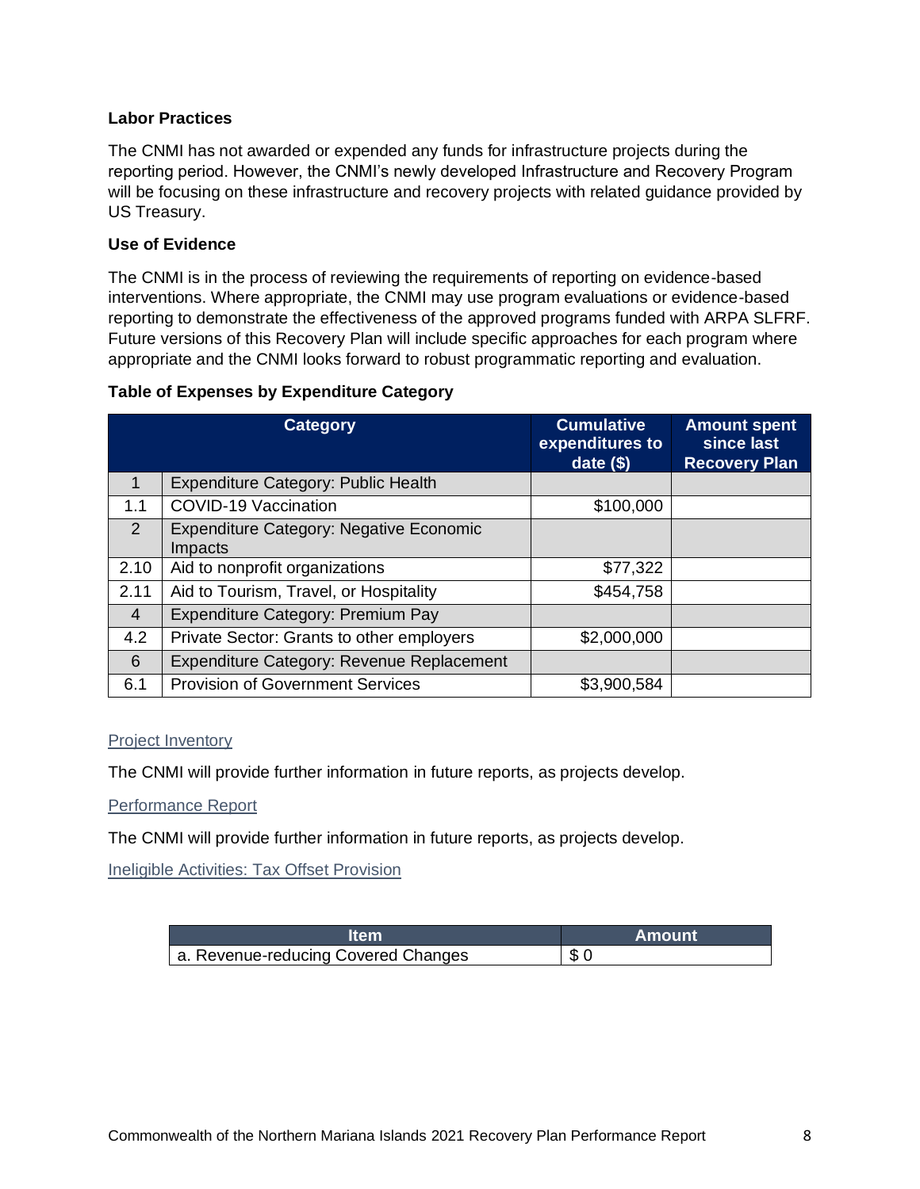### Labor Practices

The CNMI has not awarded or expended any funds for infrastructure projects during the reporting period. However, the CNMI's newly developed Infrastructure and Recovery Program will be focusing on these infrastructure and recovery projects with related guidance provided by US Treasury.

### Use of Evidence

The CNMI is in the process of reviewing the requirements of reporting on evidence-based interventions. Where appropriate, the CNMI may use program evaluations or evidence-based reporting to demonstrate the effectiveness of the approved programs funded with ARPA SLFRF. Future versions of this Recovery Plan will include specific approaches for each program where appropriate and the CNMI looks forward to robust programmatic reporting and evaluation.

### Table of Expenses by Expenditure Category

| Category | | Cumulative expenditures to date ($) | Amount spent since last Recovery Plan |
|---|---|---|---|
| 1 | Expenditure Category: Public Health | | |
| 1.1 | COVID-19 Vaccination | $100,000 | |
| 2 | Expenditure Category: Negative Economic Impacts | | |
| 2.10 | Aid to nonprofit organizations | $77,322 | |
| 2.11 | Aid to Tourism, Travel, or Hospitality | $454,758 | |
| 4 | Expenditure Category: Premium Pay | | |
| 4.2 | Private Sector: Grants to other employers | $2,000,000 | |
| 6 | Expenditure Category: Revenue Replacement | | |
| 6.1 | Provision of Government Services | $3,900,584 | |

## Project Inventory

The CNMI will provide further information in future reports, as projects develop.

## Performance Report

The CNMI will provide further information in future reports, as projects develop.

## Ineligible Activities: Tax Offset Provision

| Item | Amount |
|---|---|
| a. Revenue-reducing Covered Changes | $ 0 |